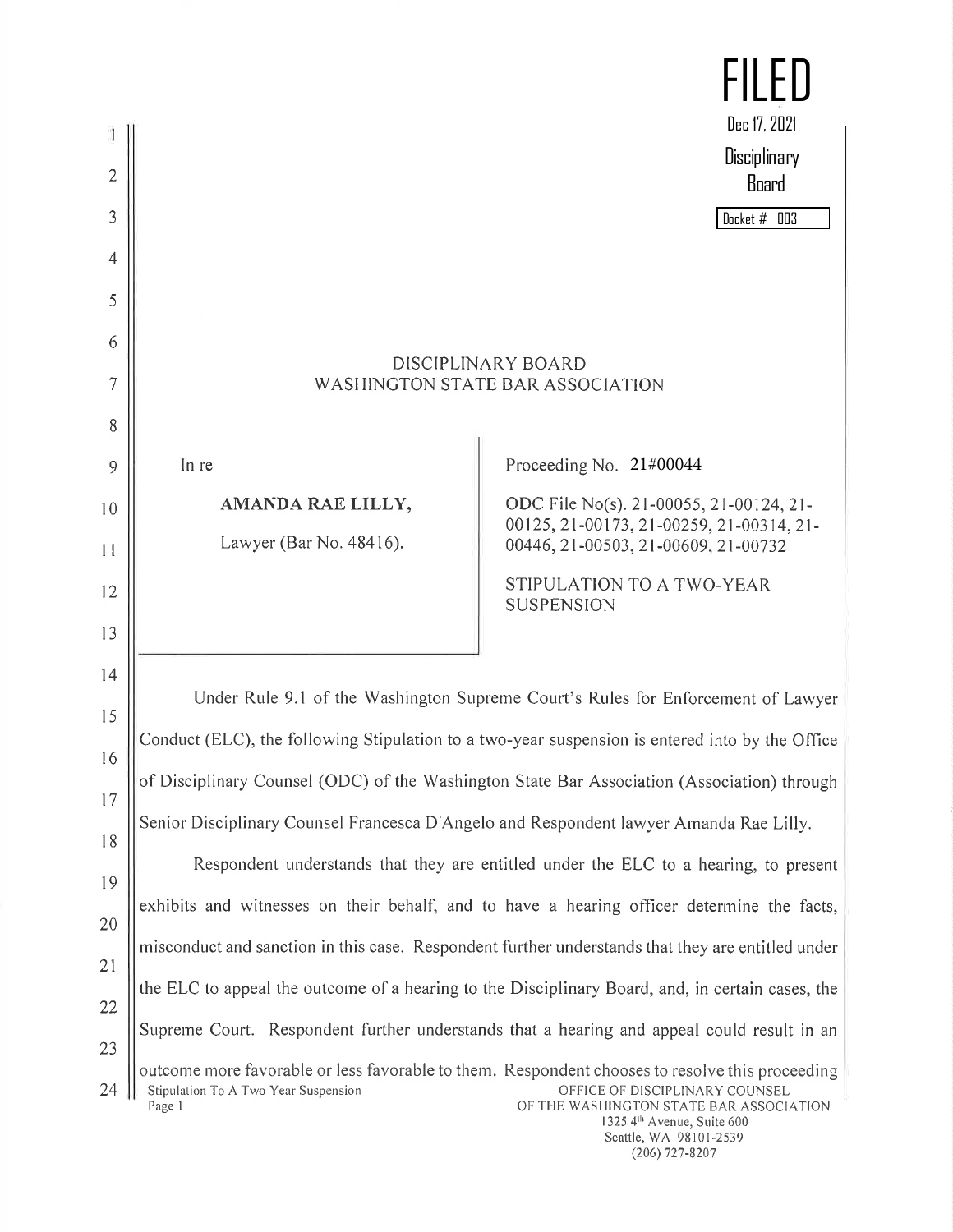FILED
Dec 17, 2021
Disciplinary Board
Docket # 003

# DISCIPLINARY BOARD
## WASHINGTON STATE BAR ASSOCIATION

| | |
|---|---|
| In re<br><br>**AMANDA RAE LILLY,**<br><br>Lawyer (Bar No. 48416). | Proceeding No. 21#00044<br><br>ODC File No(s). 21-00055, 21-00124, 21-00125, 21-00173, 21-00259, 21-00314, 21-00446, 21-00503, 21-00609, 21-00732<br><br>STIPULATION TO A TWO-YEAR SUSPENSION |

Under Rule 9.1 of the Washington Supreme Court's Rules for Enforcement of Lawyer Conduct (ELC), the following Stipulation to a two-year suspension is entered into by the Office of Disciplinary Counsel (ODC) of the Washington State Bar Association (Association) through Senior Disciplinary Counsel Francesca D'Angelo and Respondent lawyer Amanda Rae Lilly.

Respondent understands that they are entitled under the ELC to a hearing, to present exhibits and witnesses on their behalf, and to have a hearing officer determine the facts, misconduct and sanction in this case. Respondent further understands that they are entitled under the ELC to appeal the outcome of a hearing to the Disciplinary Board, and, in certain cases, the Supreme Court. Respondent further understands that a hearing and appeal could result in an outcome more favorable or less favorable to them. Respondent chooses to resolve this proceeding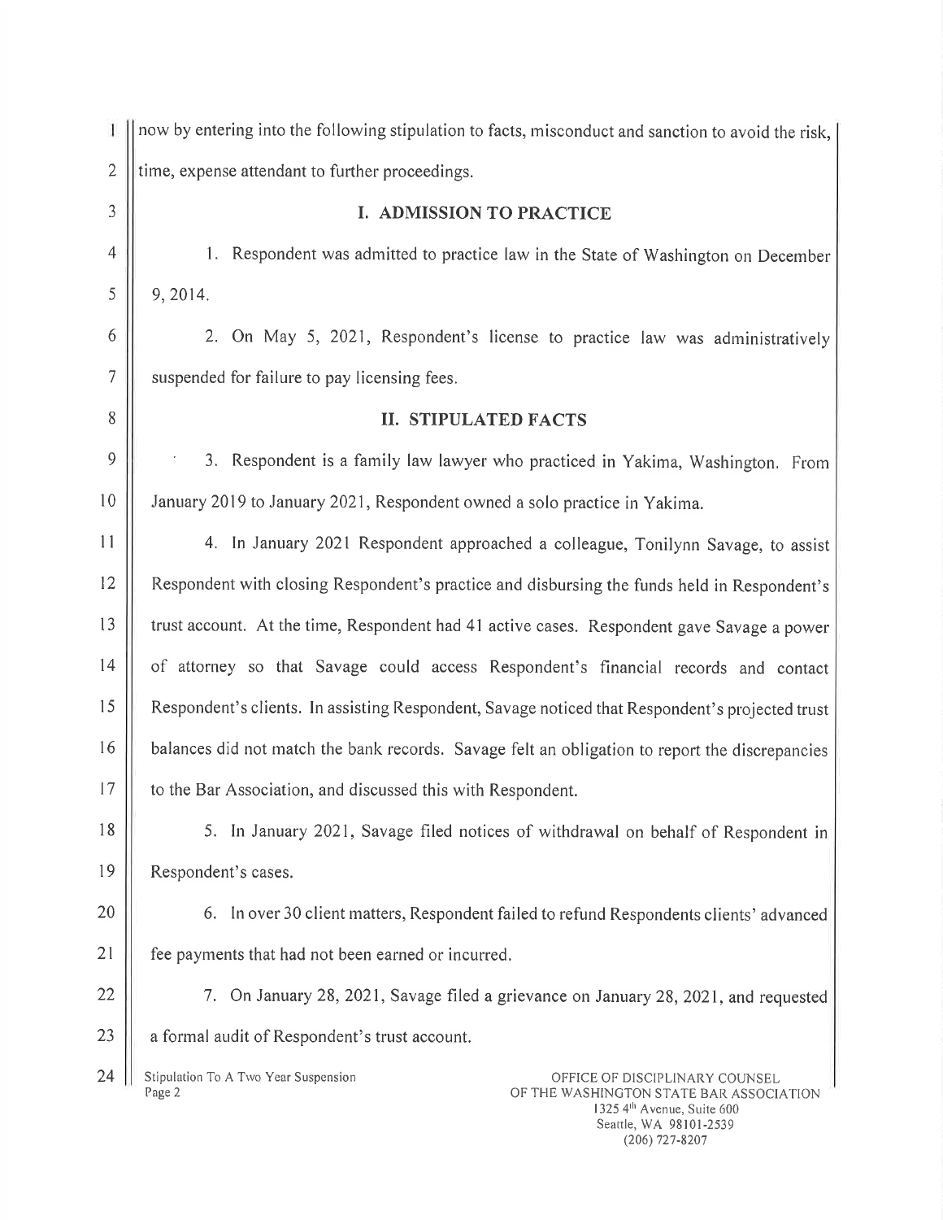now by entering into the following stipulation to facts, misconduct and sanction to avoid the risk, time, expense attendant to further proceedings.

## I. ADMISSION TO PRACTICE

1. Respondent was admitted to practice law in the State of Washington on December 9, 2014.

2. On May 5, 2021, Respondent's license to practice law was administratively suspended for failure to pay licensing fees.

## II. STIPULATED FACTS

3. Respondent is a family law lawyer who practiced in Yakima, Washington. From January 2019 to January 2021, Respondent owned a solo practice in Yakima.

4. In January 2021 Respondent approached a colleague, Tonilynn Savage, to assist Respondent with closing Respondent's practice and disbursing the funds held in Respondent's trust account. At the time, Respondent had 41 active cases. Respondent gave Savage a power of attorney so that Savage could access Respondent's financial records and contact Respondent's clients. In assisting Respondent, Savage noticed that Respondent's projected trust balances did not match the bank records. Savage felt an obligation to report the discrepancies to the Bar Association, and discussed this with Respondent.

5. In January 2021, Savage filed notices of withdrawal on behalf of Respondent in Respondent's cases.

6. In over 30 client matters, Respondent failed to refund Respondents clients' advanced fee payments that had not been earned or incurred.

7. On January 28, 2021, Savage filed a grievance on January 28, 2021, and requested a formal audit of Respondent's trust account.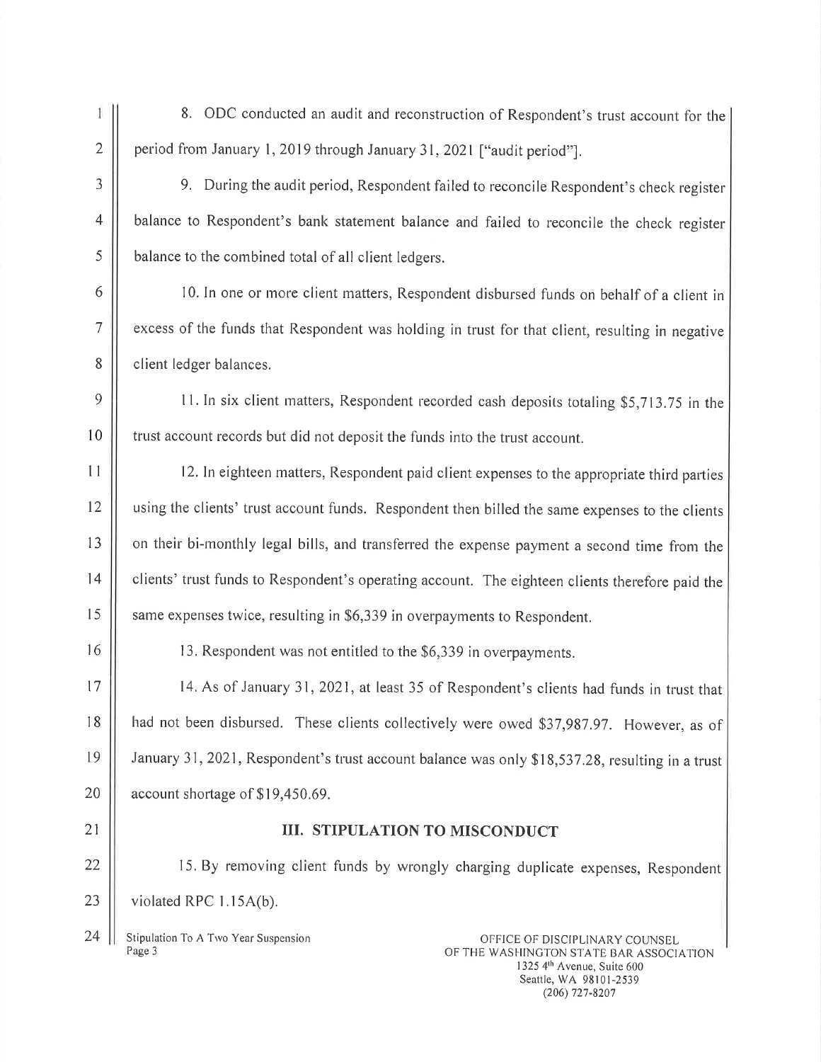8. ODC conducted an audit and reconstruction of Respondent's trust account for the period from January 1, 2019 through January 31, 2021 ["audit period"].

9. During the audit period, Respondent failed to reconcile Respondent's check register balance to Respondent's bank statement balance and failed to reconcile the check register balance to the combined total of all client ledgers.

10. In one or more client matters, Respondent disbursed funds on behalf of a client in excess of the funds that Respondent was holding in trust for that client, resulting in negative client ledger balances.

11. In six client matters, Respondent recorded cash deposits totaling $5,713.75 in the trust account records but did not deposit the funds into the trust account.

12. In eighteen matters, Respondent paid client expenses to the appropriate third parties using the clients' trust account funds. Respondent then billed the same expenses to the clients on their bi-monthly legal bills, and transferred the expense payment a second time from the clients' trust funds to Respondent's operating account. The eighteen clients therefore paid the same expenses twice, resulting in $6,339 in overpayments to Respondent.

13. Respondent was not entitled to the $6,339 in overpayments.

14. As of January 31, 2021, at least 35 of Respondent's clients had funds in trust that had not been disbursed. These clients collectively were owed $37,987.97. However, as of January 31, 2021, Respondent's trust account balance was only $18,537.28, resulting in a trust account shortage of $19,450.69.

## III. STIPULATION TO MISCONDUCT

15. By removing client funds by wrongly charging duplicate expenses, Respondent violated RPC 1.15A(b).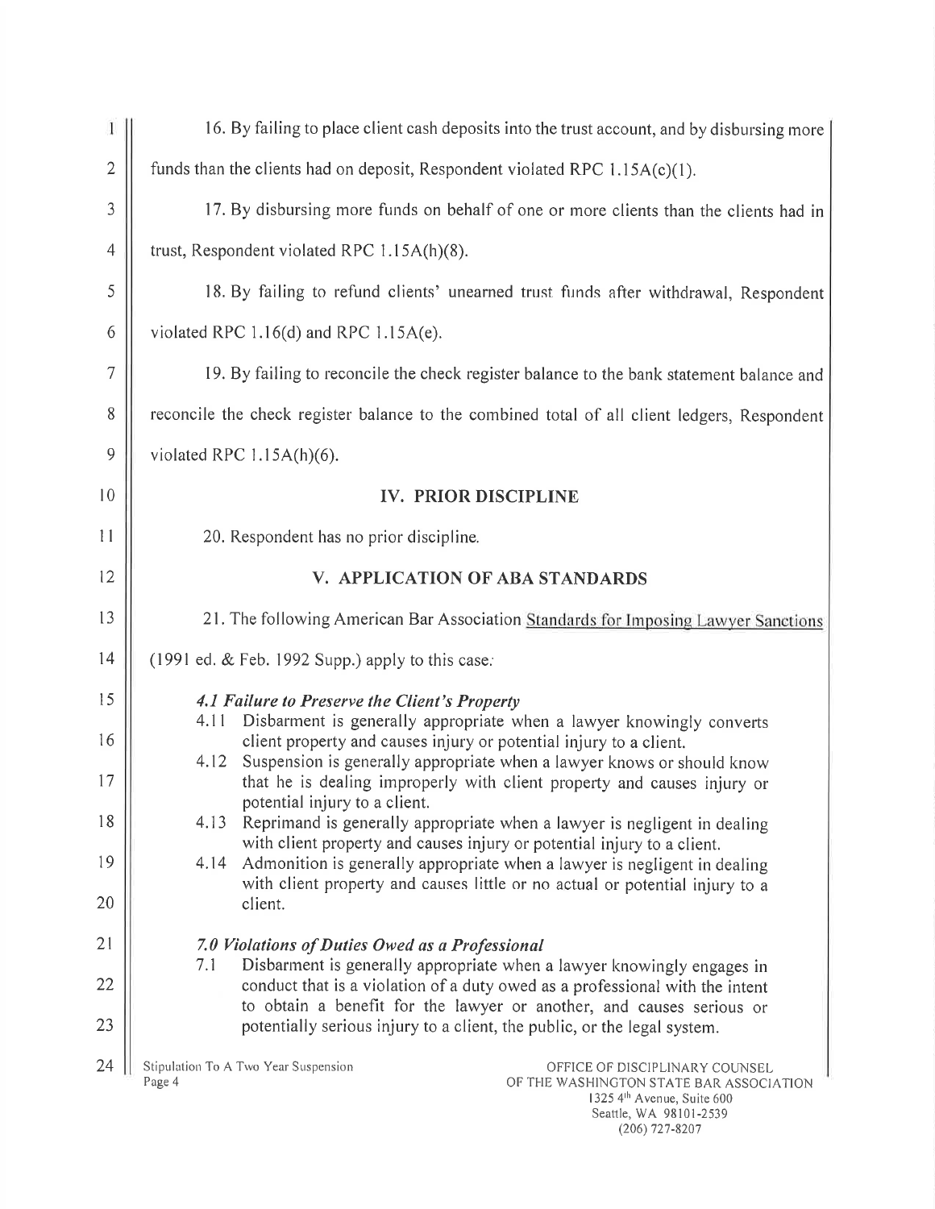16. By failing to place client cash deposits into the trust account, and by disbursing more funds than the clients had on deposit, Respondent violated RPC 1.15A(c)(1).

17. By disbursing more funds on behalf of one or more clients than the clients had in trust, Respondent violated RPC 1.15A(h)(8).

18. By failing to refund clients' unearned trust funds after withdrawal, Respondent violated RPC 1.16(d) and RPC 1.15A(e).

19. By failing to reconcile the check register balance to the bank statement balance and reconcile the check register balance to the combined total of all client ledgers, Respondent violated RPC 1.15A(h)(6).

## IV. PRIOR DISCIPLINE

20. Respondent has no prior discipline.

## V. APPLICATION OF ABA STANDARDS

21. The following American Bar Association Standards for Imposing Lawyer Sanctions (1991 ed. & Feb. 1992 Supp.) apply to this case:

> ***4.1 Failure to Preserve the Client's Property***
>
> 4.11 Disbarment is generally appropriate when a lawyer knowingly converts client property and causes injury or potential injury to a client.
>
> 4.12 Suspension is generally appropriate when a lawyer knows or should know that he is dealing improperly with client property and causes injury or potential injury to a client.
>
> 4.13 Reprimand is generally appropriate when a lawyer is negligent in dealing with client property and causes injury or potential injury to a client.
>
> 4.14 Admonition is generally appropriate when a lawyer is negligent in dealing with client property and causes little or no actual or potential injury to a client.
>
> ***7.0 Violations of Duties Owed as a Professional***
>
> 7.1 Disbarment is generally appropriate when a lawyer knowingly engages in conduct that is a violation of a duty owed as a professional with the intent to obtain a benefit for the lawyer or another, and causes serious or potentially serious injury to a client, the public, or the legal system.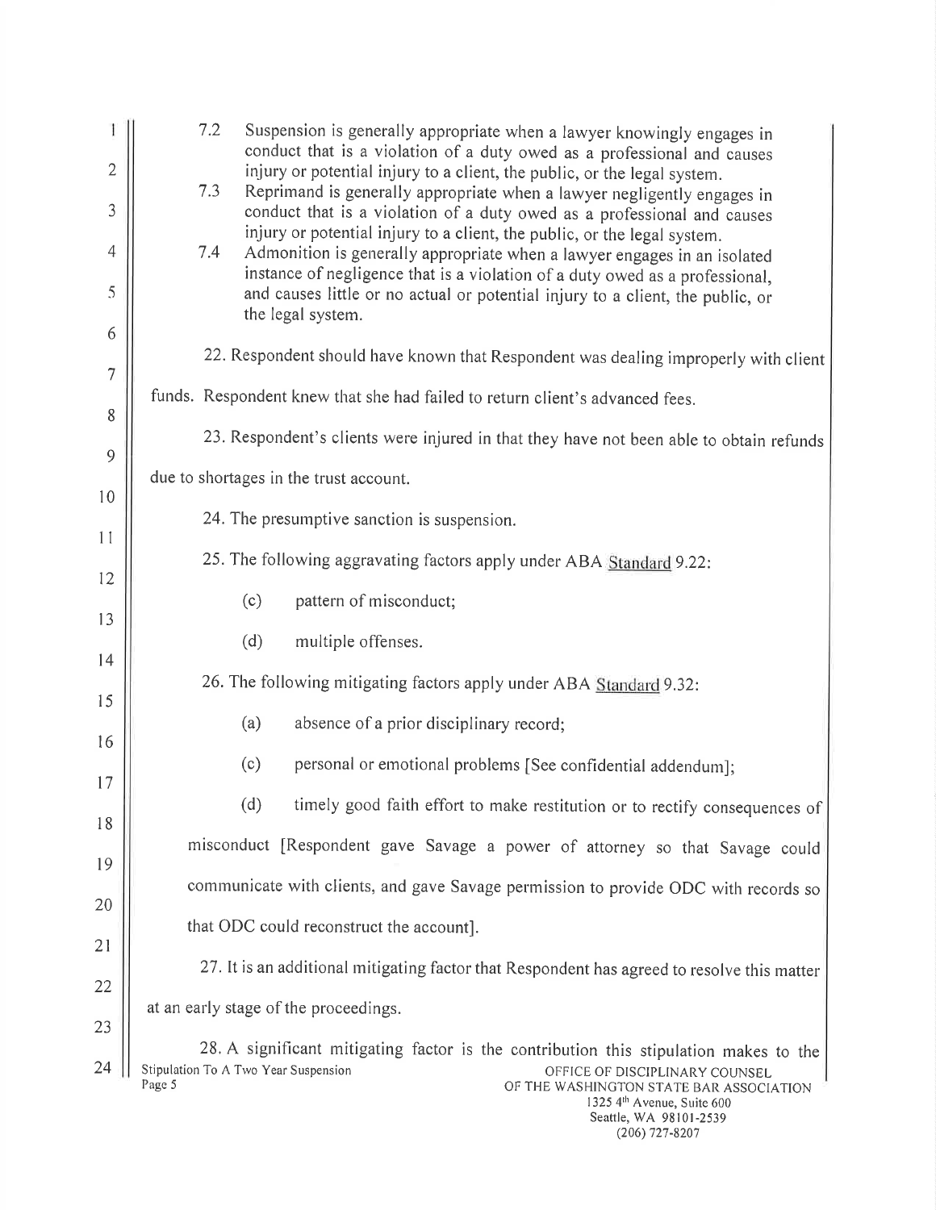7.2 Suspension is generally appropriate when a lawyer knowingly engages in conduct that is a violation of a duty owed as a professional and causes injury or potential injury to a client, the public, or the legal system.

7.3 Reprimand is generally appropriate when a lawyer negligently engages in conduct that is a violation of a duty owed as a professional and causes injury or potential injury to a client, the public, or the legal system.

7.4 Admonition is generally appropriate when a lawyer engages in an isolated instance of negligence that is a violation of a duty owed as a professional, and causes little or no actual or potential injury to a client, the public, or the legal system.

22. Respondent should have known that Respondent was dealing improperly with client funds. Respondent knew that she had failed to return client's advanced fees.

23. Respondent's clients were injured in that they have not been able to obtain refunds due to shortages in the trust account.

24. The presumptive sanction is suspension.

25. The following aggravating factors apply under ABA Standard 9.22:

(c) pattern of misconduct;

(d) multiple offenses.

26. The following mitigating factors apply under ABA Standard 9.32:

(a) absence of a prior disciplinary record;

(c) personal or emotional problems [See confidential addendum];

(d) timely good faith effort to make restitution or to rectify consequences of misconduct [Respondent gave Savage a power of attorney so that Savage could communicate with clients, and gave Savage permission to provide ODC with records so that ODC could reconstruct the account].

27. It is an additional mitigating factor that Respondent has agreed to resolve this matter at an early stage of the proceedings.

28. A significant mitigating factor is the contribution this stipulation makes to the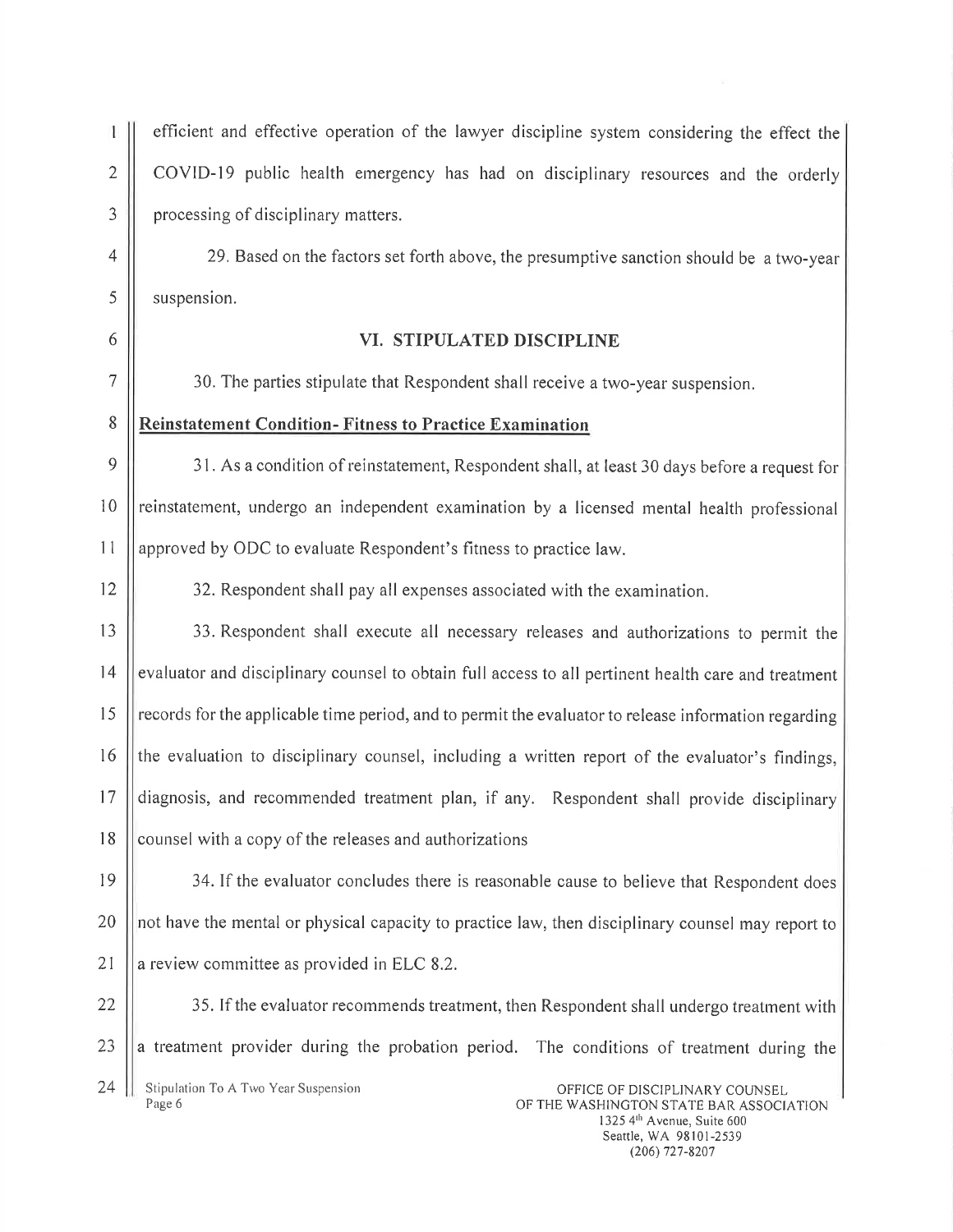efficient and effective operation of the lawyer discipline system considering the effect the COVID-19 public health emergency has had on disciplinary resources and the orderly processing of disciplinary matters.

29. Based on the factors set forth above, the presumptive sanction should be a two-year suspension.

## VI. STIPULATED DISCIPLINE

30. The parties stipulate that Respondent shall receive a two-year suspension.

**Reinstatement Condition- Fitness to Practice Examination**

31. As a condition of reinstatement, Respondent shall, at least 30 days before a request for reinstatement, undergo an independent examination by a licensed mental health professional approved by ODC to evaluate Respondent's fitness to practice law.

32. Respondent shall pay all expenses associated with the examination.

33. Respondent shall execute all necessary releases and authorizations to permit the evaluator and disciplinary counsel to obtain full access to all pertinent health care and treatment records for the applicable time period, and to permit the evaluator to release information regarding the evaluation to disciplinary counsel, including a written report of the evaluator's findings, diagnosis, and recommended treatment plan, if any. Respondent shall provide disciplinary counsel with a copy of the releases and authorizations

34. If the evaluator concludes there is reasonable cause to believe that Respondent does not have the mental or physical capacity to practice law, then disciplinary counsel may report to a review committee as provided in ELC 8.2.

35. If the evaluator recommends treatment, then Respondent shall undergo treatment with a treatment provider during the probation period. The conditions of treatment during the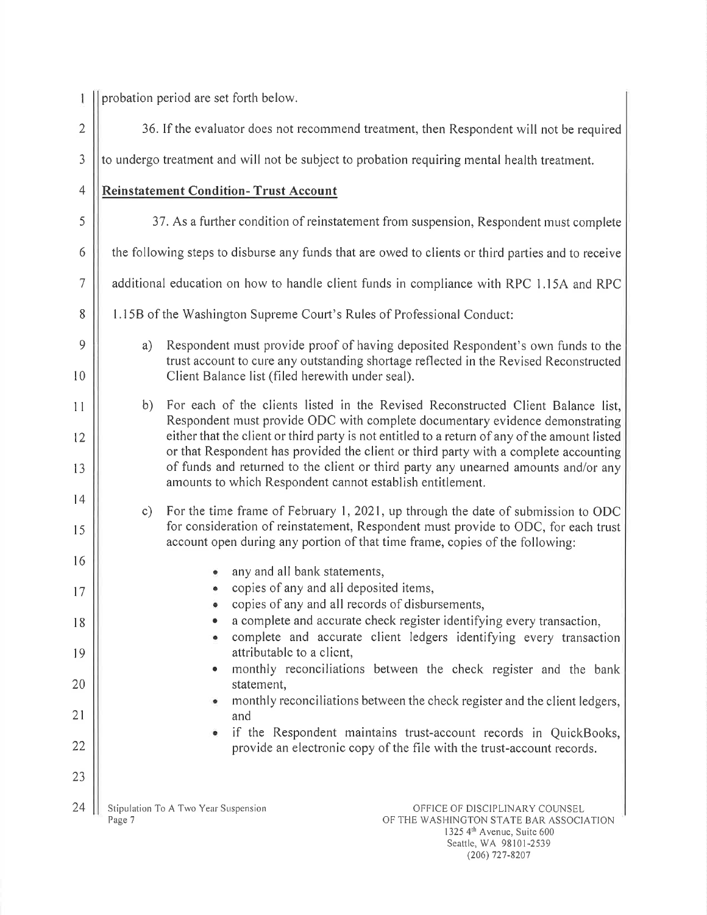probation period are set forth below.

36. If the evaluator does not recommend treatment, then Respondent will not be required to undergo treatment and will not be subject to probation requiring mental health treatment.

**Reinstatement Condition- Trust Account**

37. As a further condition of reinstatement from suspension, Respondent must complete the following steps to disburse any funds that are owed to clients or third parties and to receive additional education on how to handle client funds in compliance with RPC 1.15A and RPC 1.15B of the Washington Supreme Court's Rules of Professional Conduct:

a) Respondent must provide proof of having deposited Respondent's own funds to the trust account to cure any outstanding shortage reflected in the Revised Reconstructed Client Balance list (filed herewith under seal).

b) For each of the clients listed in the Revised Reconstructed Client Balance list, Respondent must provide ODC with complete documentary evidence demonstrating either that the client or third party is not entitled to a return of any of the amount listed or that Respondent has provided the client or third party with a complete accounting of funds and returned to the client or third party any unearned amounts and/or any amounts to which Respondent cannot establish entitlement.

c) For the time frame of February 1, 2021, up through the date of submission to ODC for consideration of reinstatement, Respondent must provide to ODC, for each trust account open during any portion of that time frame, copies of the following:

- any and all bank statements,
- copies of any and all deposited items,
- copies of any and all records of disbursements,
- a complete and accurate check register identifying every transaction,
- complete and accurate client ledgers identifying every transaction attributable to a client,
- monthly reconciliations between the check register and the bank statement,
- monthly reconciliations between the check register and the client ledgers, and
- if the Respondent maintains trust-account records in QuickBooks, provide an electronic copy of the file with the trust-account records.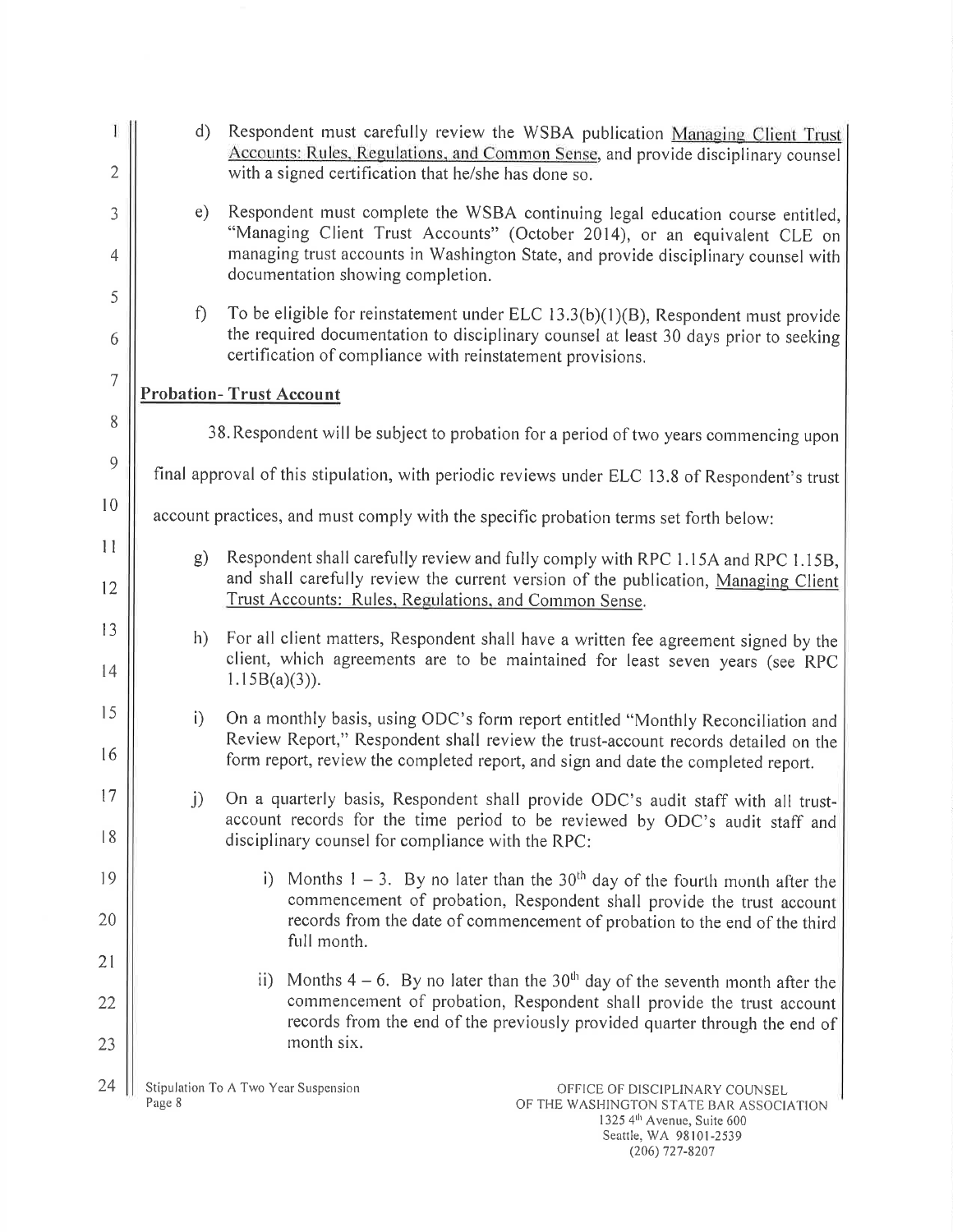d) Respondent must carefully review the WSBA publication Managing Client Trust Accounts: Rules, Regulations, and Common Sense, and provide disciplinary counsel with a signed certification that he/she has done so.

e) Respondent must complete the WSBA continuing legal education course entitled, "Managing Client Trust Accounts" (October 2014), or an equivalent CLE on managing trust accounts in Washington State, and provide disciplinary counsel with documentation showing completion.

f) To be eligible for reinstatement under ELC 13.3(b)(1)(B), Respondent must provide the required documentation to disciplinary counsel at least 30 days prior to seeking certification of compliance with reinstatement provisions.

**Probation- Trust Account**

38. Respondent will be subject to probation for a period of two years commencing upon final approval of this stipulation, with periodic reviews under ELC 13.8 of Respondent's trust account practices, and must comply with the specific probation terms set forth below:

g) Respondent shall carefully review and fully comply with RPC 1.15A and RPC 1.15B, and shall carefully review the current version of the publication, Managing Client Trust Accounts: Rules, Regulations, and Common Sense.

h) For all client matters, Respondent shall have a written fee agreement signed by the client, which agreements are to be maintained for least seven years (see RPC 1.15B(a)(3)).

i) On a monthly basis, using ODC's form report entitled "Monthly Reconciliation and Review Report," Respondent shall review the trust-account records detailed on the form report, review the completed report, and sign and date the completed report.

j) On a quarterly basis, Respondent shall provide ODC's audit staff with all trust-account records for the time period to be reviewed by ODC's audit staff and disciplinary counsel for compliance with the RPC:

   i) Months 1 – 3. By no later than the 30th day of the fourth month after the commencement of probation, Respondent shall provide the trust account records from the date of commencement of probation to the end of the third full month.

   ii) Months 4 – 6. By no later than the 30th day of the seventh month after the commencement of probation, Respondent shall provide the trust account records from the end of the previously provided quarter through the end of month six.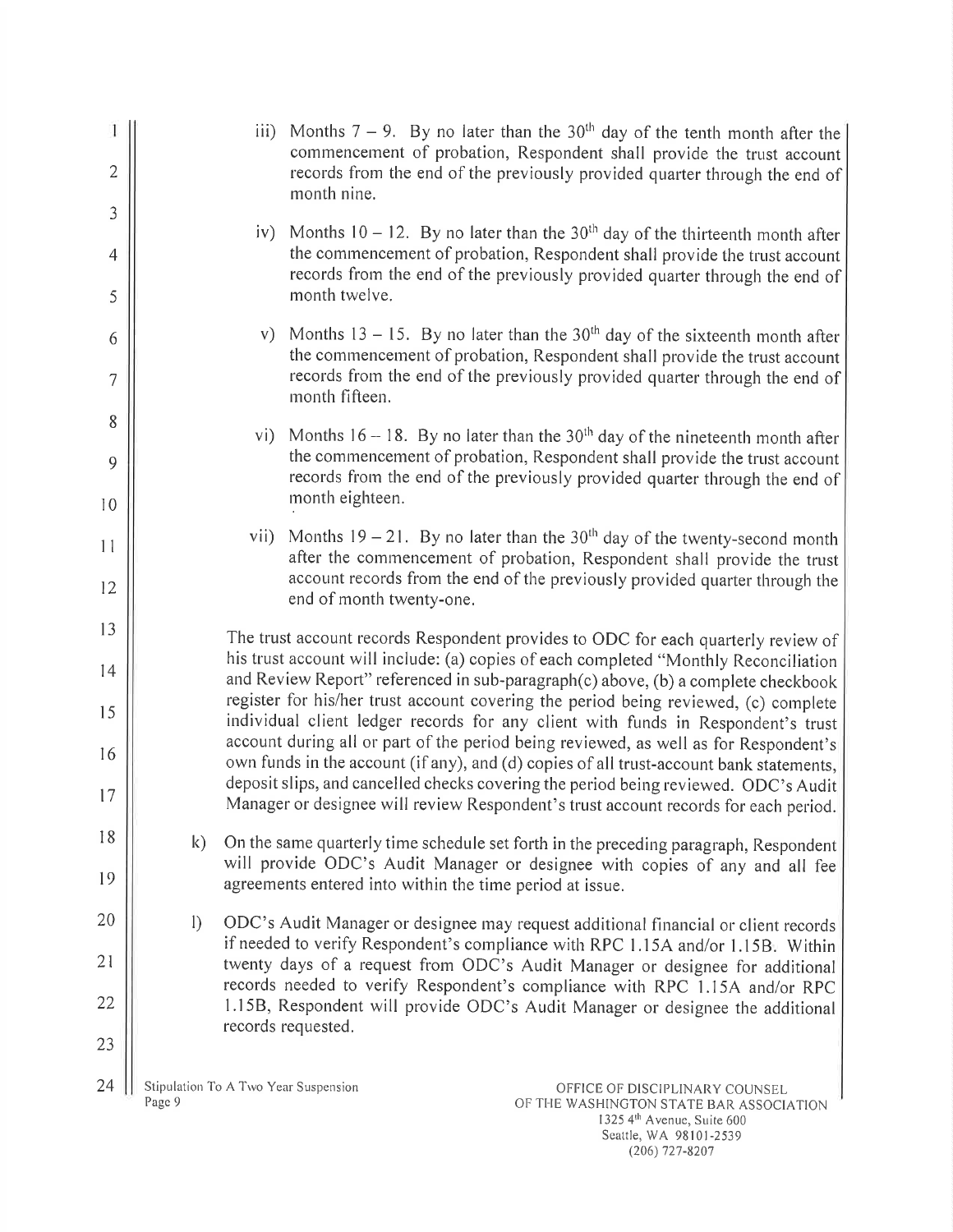iii) Months 7 – 9. By no later than the 30th day of the tenth month after the commencement of probation, Respondent shall provide the trust account records from the end of the previously provided quarter through the end of month nine.

iv) Months 10 – 12. By no later than the 30th day of the thirteenth month after the commencement of probation, Respondent shall provide the trust account records from the end of the previously provided quarter through the end of month twelve.

v) Months 13 – 15. By no later than the 30th day of the sixteenth month after the commencement of probation, Respondent shall provide the trust account records from the end of the previously provided quarter through the end of month fifteen.

vi) Months 16 – 18. By no later than the 30th day of the nineteenth month after the commencement of probation, Respondent shall provide the trust account records from the end of the previously provided quarter through the end of month eighteen.

vii) Months 19 – 21. By no later than the 30th day of the twenty-second month after the commencement of probation, Respondent shall provide the trust account records from the end of the previously provided quarter through the end of month twenty-one.

The trust account records Respondent provides to ODC for each quarterly review of his trust account will include: (a) copies of each completed "Monthly Reconciliation and Review Report" referenced in sub-paragraph(c) above, (b) a complete checkbook register for his/her trust account covering the period being reviewed, (c) complete individual client ledger records for any client with funds in Respondent's trust account during all or part of the period being reviewed, as well as for Respondent's own funds in the account (if any), and (d) copies of all trust-account bank statements, deposit slips, and cancelled checks covering the period being reviewed. ODC's Audit Manager or designee will review Respondent's trust account records for each period.

k) On the same quarterly time schedule set forth in the preceding paragraph, Respondent will provide ODC's Audit Manager or designee with copies of any and all fee agreements entered into within the time period at issue.

l) ODC's Audit Manager or designee may request additional financial or client records if needed to verify Respondent's compliance with RPC 1.15A and/or 1.15B. Within twenty days of a request from ODC's Audit Manager or designee for additional records needed to verify Respondent's compliance with RPC 1.15A and/or RPC 1.15B, Respondent will provide ODC's Audit Manager or designee the additional records requested.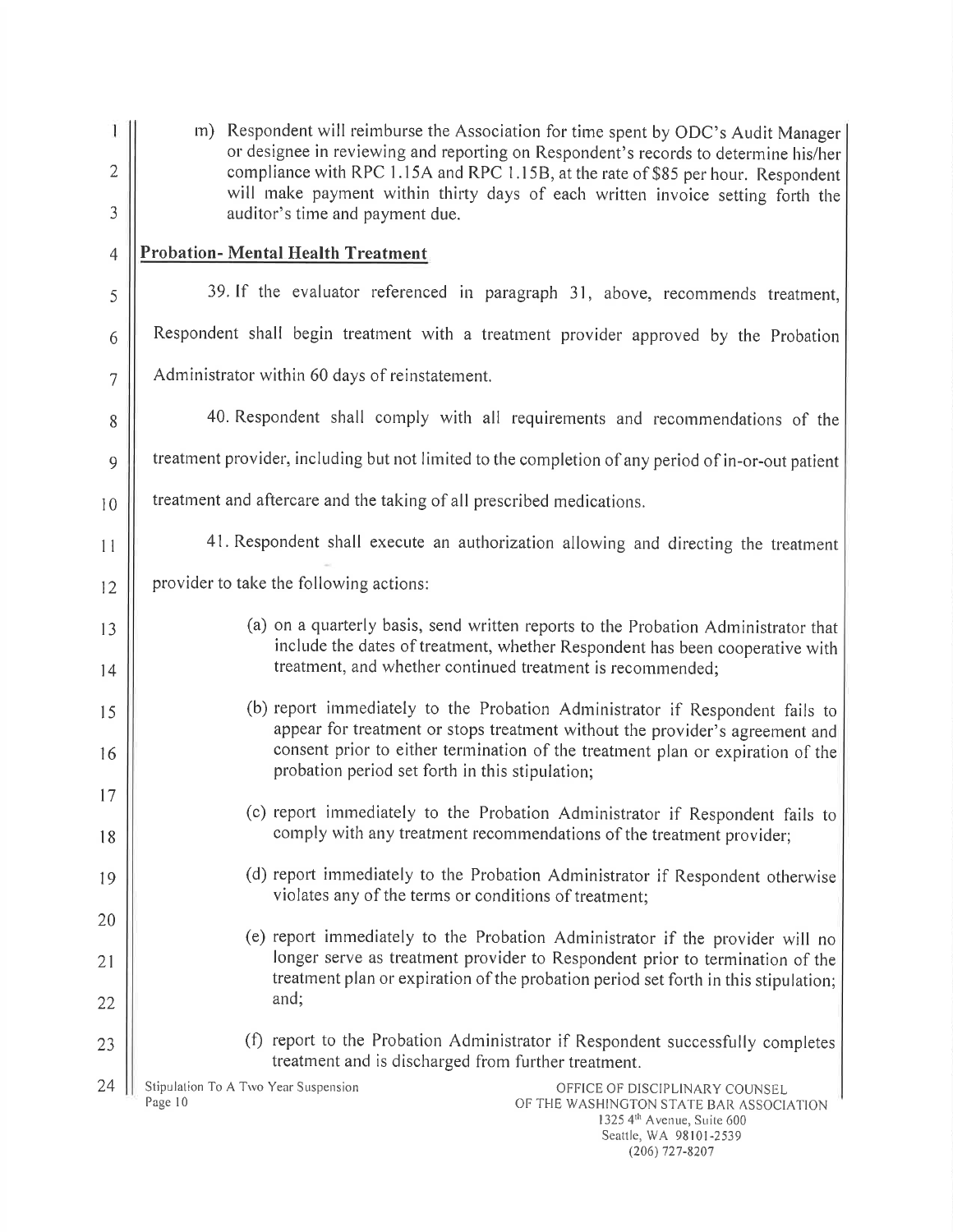m) Respondent will reimburse the Association for time spent by ODC's Audit Manager or designee in reviewing and reporting on Respondent's records to determine his/her compliance with RPC 1.15A and RPC 1.15B, at the rate of $85 per hour. Respondent will make payment within thirty days of each written invoice setting forth the auditor's time and payment due.

**Probation- Mental Health Treatment**

39. If the evaluator referenced in paragraph 31, above, recommends treatment, Respondent shall begin treatment with a treatment provider approved by the Probation Administrator within 60 days of reinstatement.

40. Respondent shall comply with all requirements and recommendations of the treatment provider, including but not limited to the completion of any period of in-or-out patient treatment and aftercare and the taking of all prescribed medications.

41. Respondent shall execute an authorization allowing and directing the treatment provider to take the following actions:

(a) on a quarterly basis, send written reports to the Probation Administrator that include the dates of treatment, whether Respondent has been cooperative with treatment, and whether continued treatment is recommended;

(b) report immediately to the Probation Administrator if Respondent fails to appear for treatment or stops treatment without the provider's agreement and consent prior to either termination of the treatment plan or expiration of the probation period set forth in this stipulation;

(c) report immediately to the Probation Administrator if Respondent fails to comply with any treatment recommendations of the treatment provider;

(d) report immediately to the Probation Administrator if Respondent otherwise violates any of the terms or conditions of treatment;

(e) report immediately to the Probation Administrator if the provider will no longer serve as treatment provider to Respondent prior to termination of the treatment plan or expiration of the probation period set forth in this stipulation; and;

(f) report to the Probation Administrator if Respondent successfully completes treatment and is discharged from further treatment.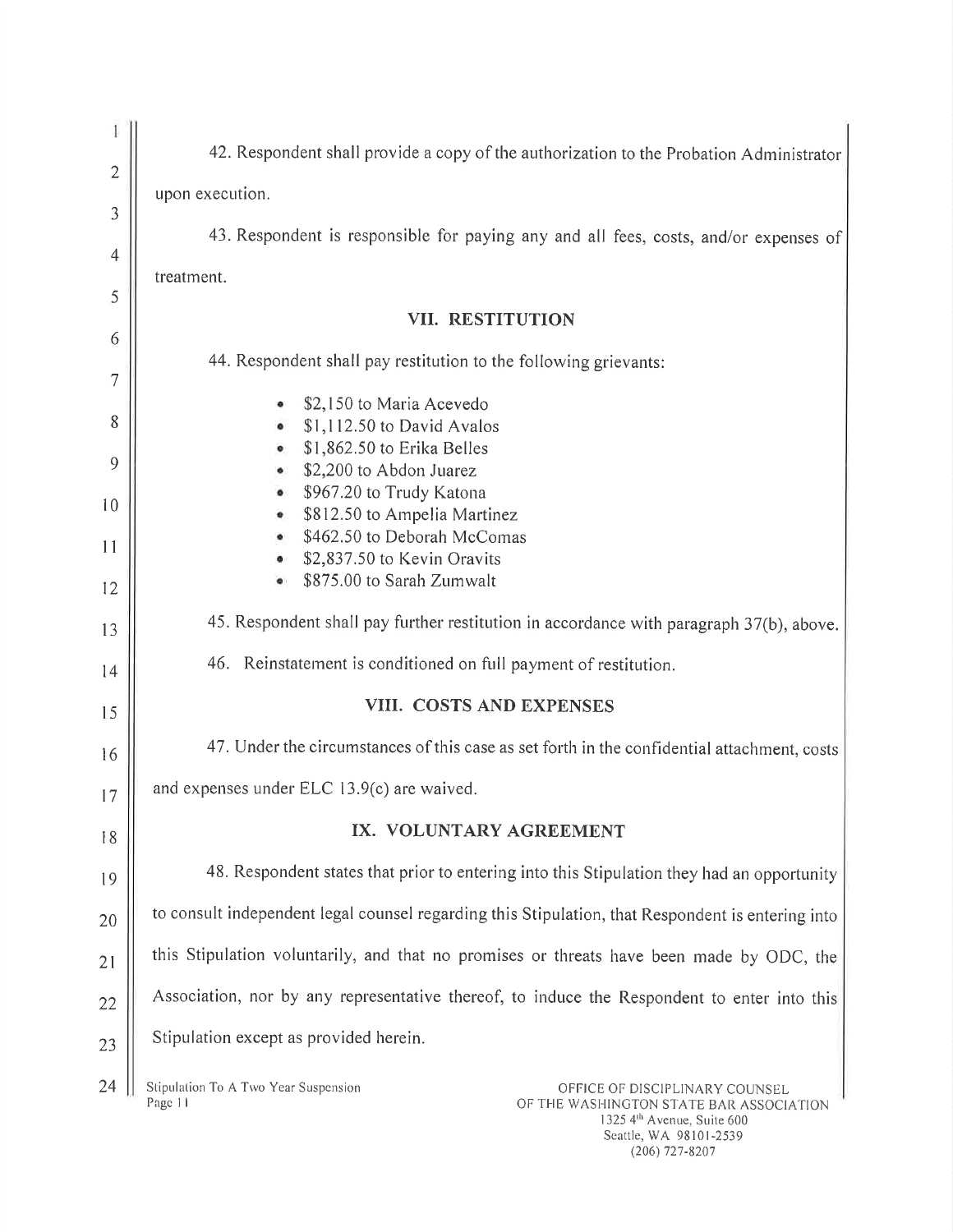42. Respondent shall provide a copy of the authorization to the Probation Administrator upon execution.

43. Respondent is responsible for paying any and all fees, costs, and/or expenses of treatment.

## VII. RESTITUTION

44. Respondent shall pay restitution to the following grievants:

- $2,150 to Maria Acevedo
- $1,112.50 to David Avalos
- $1,862.50 to Erika Belles
- $2,200 to Abdon Juarez
- $967.20 to Trudy Katona
- $812.50 to Ampelia Martinez
- $462.50 to Deborah McComas
- $2,837.50 to Kevin Oravits
- $875.00 to Sarah Zumwalt

45. Respondent shall pay further restitution in accordance with paragraph 37(b), above.

46. Reinstatement is conditioned on full payment of restitution.

## VIII. COSTS AND EXPENSES

47. Under the circumstances of this case as set forth in the confidential attachment, costs and expenses under ELC 13.9(c) are waived.

## IX. VOLUNTARY AGREEMENT

48. Respondent states that prior to entering into this Stipulation they had an opportunity to consult independent legal counsel regarding this Stipulation, that Respondent is entering into this Stipulation voluntarily, and that no promises or threats have been made by ODC, the Association, nor by any representative thereof, to induce the Respondent to enter into this Stipulation except as provided herein.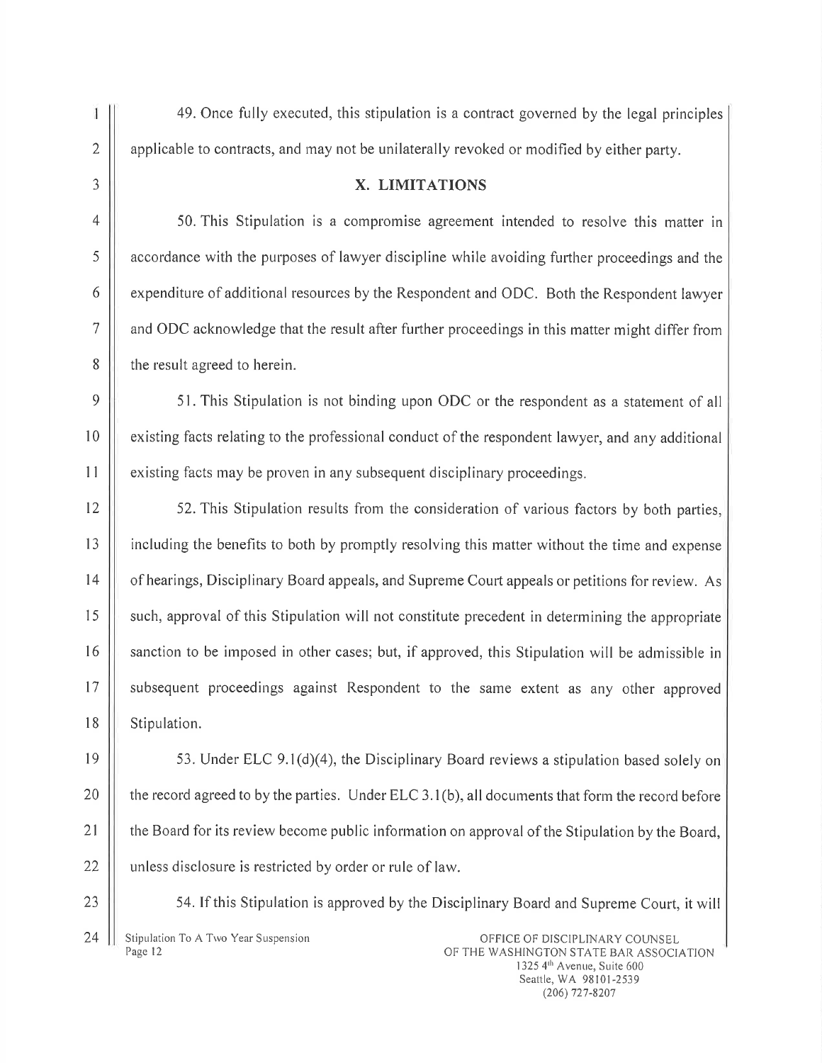49. Once fully executed, this stipulation is a contract governed by the legal principles applicable to contracts, and may not be unilaterally revoked or modified by either party.

## X. LIMITATIONS

50. This Stipulation is a compromise agreement intended to resolve this matter in accordance with the purposes of lawyer discipline while avoiding further proceedings and the expenditure of additional resources by the Respondent and ODC. Both the Respondent lawyer and ODC acknowledge that the result after further proceedings in this matter might differ from the result agreed to herein.

51. This Stipulation is not binding upon ODC or the respondent as a statement of all existing facts relating to the professional conduct of the respondent lawyer, and any additional existing facts may be proven in any subsequent disciplinary proceedings.

52. This Stipulation results from the consideration of various factors by both parties, including the benefits to both by promptly resolving this matter without the time and expense of hearings, Disciplinary Board appeals, and Supreme Court appeals or petitions for review. As such, approval of this Stipulation will not constitute precedent in determining the appropriate sanction to be imposed in other cases; but, if approved, this Stipulation will be admissible in subsequent proceedings against Respondent to the same extent as any other approved Stipulation.

53. Under ELC 9.1(d)(4), the Disciplinary Board reviews a stipulation based solely on the record agreed to by the parties. Under ELC 3.1(b), all documents that form the record before the Board for its review become public information on approval of the Stipulation by the Board, unless disclosure is restricted by order or rule of law.

54. If this Stipulation is approved by the Disciplinary Board and Supreme Court, it will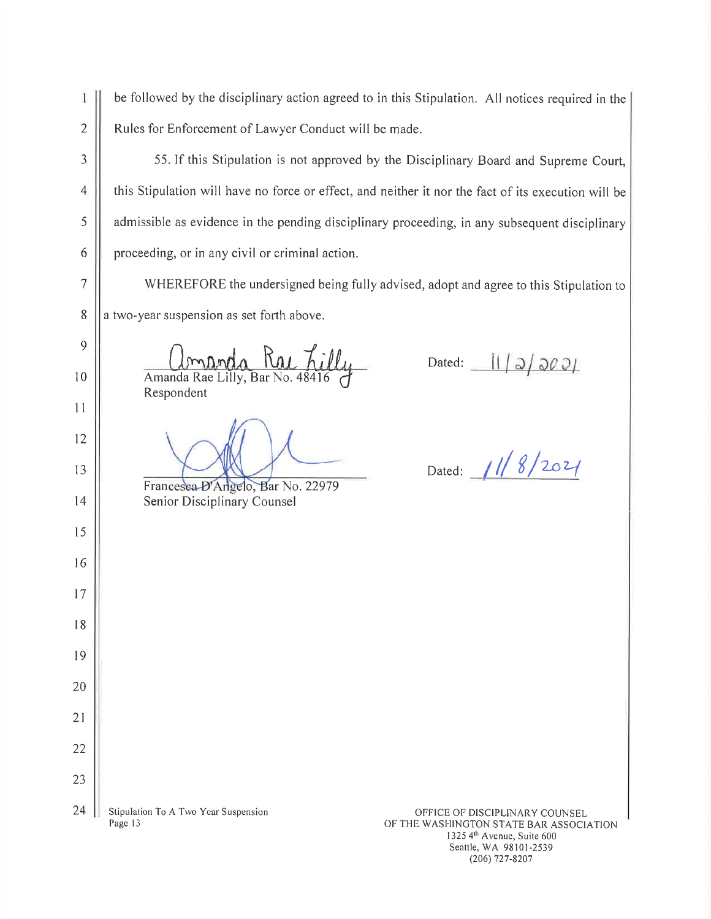be followed by the disciplinary action agreed to in this Stipulation. All notices required in the Rules for Enforcement of Lawyer Conduct will be made.

55. If this Stipulation is not approved by the Disciplinary Board and Supreme Court, this Stipulation will have no force or effect, and neither it nor the fact of its execution will be admissible as evidence in the pending disciplinary proceeding, in any subsequent disciplinary proceeding, or in any civil or criminal action.

WHEREFORE the undersigned being fully advised, adopt and agree to this Stipulation to a two-year suspension as set forth above.

Amanda Rae Lilly
Amanda Rae Lilly, Bar No. 48416
Respondent

Dated: 11/2/2021

Francesca D'Angelo, Bar No. 22979
Senior Disciplinary Counsel

Dated: 11/8/2021

Stipulation To A Two Year Suspension

OFFICE OF DISCIPLINARY COUNSEL
OF THE WASHINGTON STATE BAR ASSOCIATION
1325 4th Avenue, Suite 600
Seattle, WA 98101-2539
(206) 727-8207